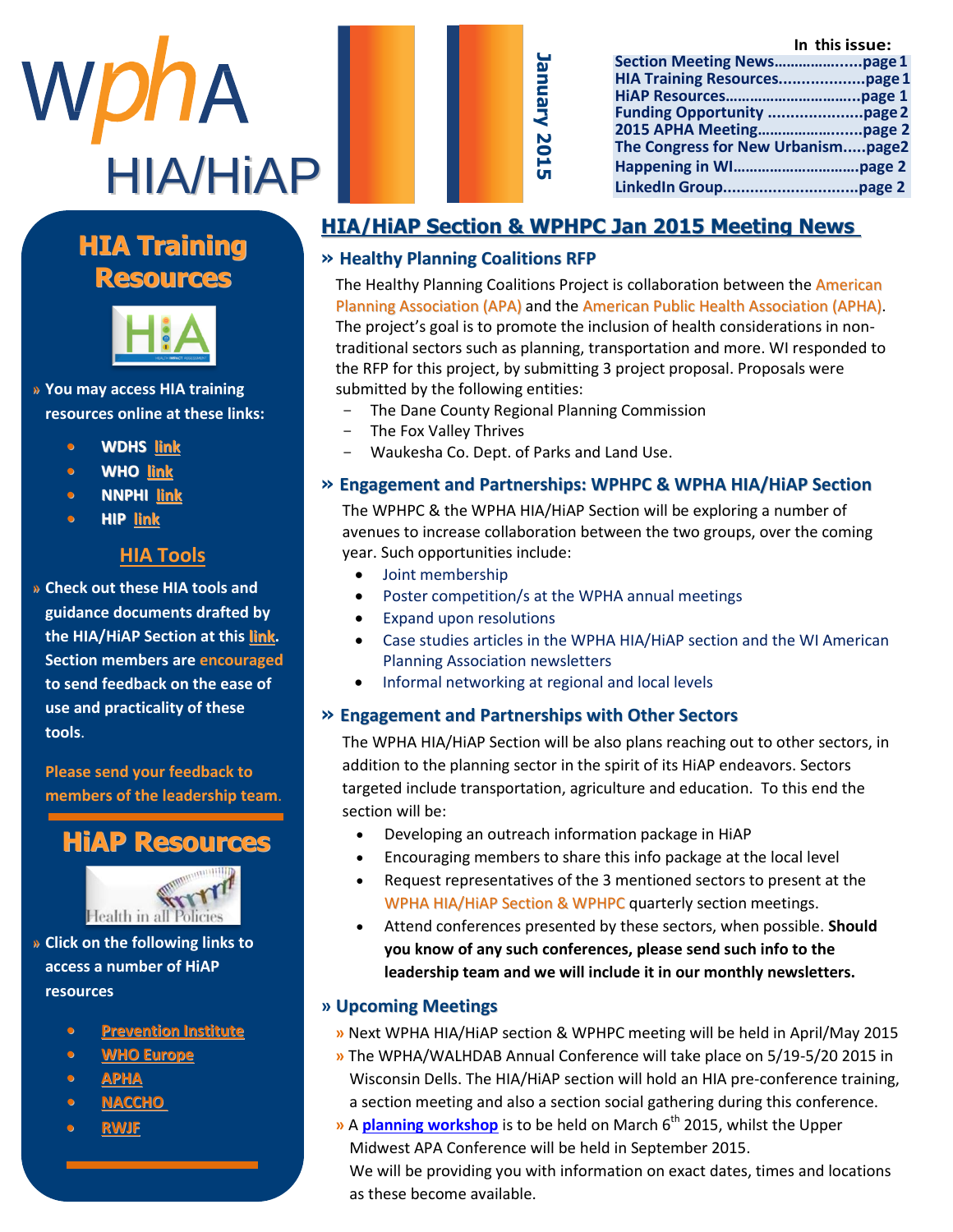# WPHA HIA/HiAP

**January 2015**

**In this issue:**

- Section Meeting News.....................page 1
- HIA Training Resources...................page 1
- HiAP Resources................................page 1
- Funding Opportunity ....................page 2
- 2015 APHA Meeting........................page 2
- The Congress for New Urbanism.....page2
- Happening in WI..............................page 2
- LinkedIn Group.............................page 2

## HIA Training Resources

» You may access HIA training resources online at these links:

- **WDHS link**
- **WHO link**
- **NNPHI link**
- **HIP link**

### HIA Tools

» **Check out these HIA tools and guidance documents drafted by the HIA/HiAP Section at this link. Section members are encouraged to send feedback on the ease of use and practicality of these tools.**

**Please send your feedback to members of the leadership team.**

## HiAP Resources

» **Click on the following links to access a number of HiAP resources**

- **Prevention Institute**
- **WHO Europe**
- **APHA**
- **NACCHO**
- **RWJF**

## HIA/HiAP Section & WPHPC Jan 2015 Meeting News

### » Healthy Planning Coalitions RFP

The Healthy Planning Coalitions Project is collaboration between the American Planning Association (APA) and the American Public Health Association (APHA). The project's goal is to promote the inclusion of health considerations in non-traditional sectors such as planning, transportation and more. WI responded to the RFP for this project, by submitting 3 project proposal. Proposals were submitted by the following entities:

- The Dane County Regional Planning Commission
- The Fox Valley Thrives
- Waukesha Co. Dept. of Parks and Land Use.

### » Engagement and Partnerships: WPHPC & WPHA HIA/HiAP Section

The WPHPC & the WPHA HIA/HiAP Section will be exploring a number of avenues to increase collaboration between the two groups, over the coming year. Such opportunities include:

- Joint membership
- Poster competition/s at the WPHA annual meetings
- Expand upon resolutions
- Case studies articles in the WPHA HIA/HiAP section and the WI American Planning Association newsletters
- Informal networking at regional and local levels

### » Engagement and Partnerships with Other Sectors

The WPHA HIA/HiAP Section will be also plans reaching out to other sectors, in addition to the planning sector in the spirit of its HiAP endeavors. Sectors targeted include transportation, agriculture and education. To this end the section will be:

- Developing an outreach information package in HiAP
- Encouraging members to share this info package at the local level
- Request representatives of the 3 mentioned sectors to present at the WPHA HIA/HiAP Section & WPHPC quarterly section meetings.
- Attend conferences presented by these sectors, when possible. **Should you know of any such conferences, please send such info to the leadership team and we will include it in our monthly newsletters.**

### » Upcoming Meetings

» Next WPHA HIA/HiAP section & WPHPC meeting will be held in April/May 2015

» The WPHA/WALHDAB Annual Conference will take place on 5/19-5/20 2015 in Wisconsin Dells. The HIA/HiAP section will hold an HIA pre-conference training, a section meeting and also a section social gathering during this conference.

» A **planning workshop** is to be held on March 6th 2015, whilst the Upper Midwest APA Conference will be held in September 2015.
We will be providing you with information on exact dates, times and locations as these become available.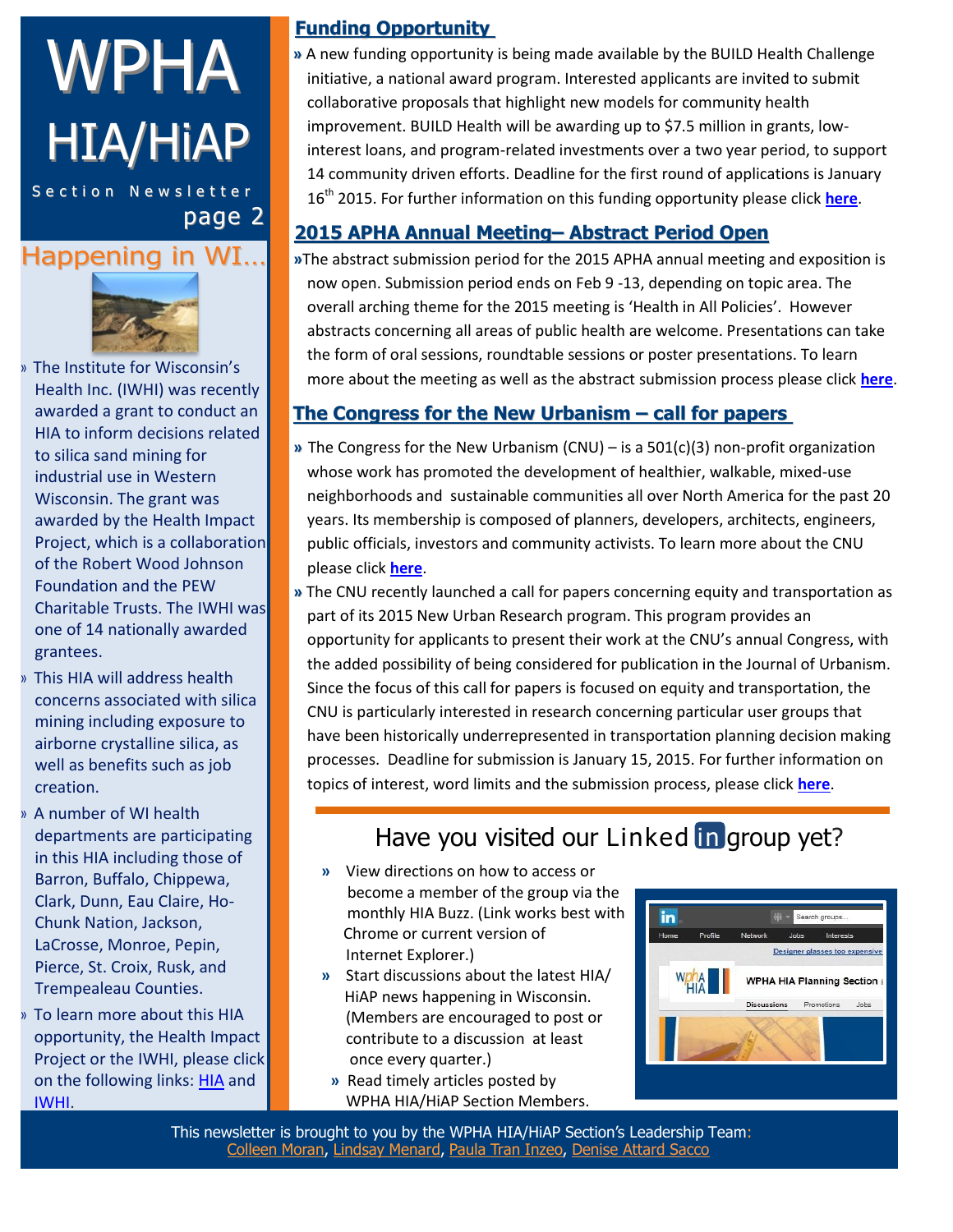# WPHA HIA/HiAP

Section Newsletter

## Happening in WI...

» The Institute for Wisconsin's Health Inc. (IWHI) was recently awarded a grant to conduct an HIA to inform decisions related to silica sand mining for industrial use in Western Wisconsin. The grant was awarded by the Health Impact Project, which is a collaboration of the Robert Wood Johnson Foundation and the PEW Charitable Trusts. The IWHI was one of 14 nationally awarded grantees.

» This HIA will address health concerns associated with silica mining including exposure to airborne crystalline silica, as well as benefits such as job creation.

» A number of WI health departments are participating in this HIA including those of Barron, Buffalo, Chippewa, Clark, Dunn, Eau Claire, Ho-Chunk Nation, Jackson, LaCrosse, Monroe, Pepin, Pierce, St. Croix, Rusk, and Trempealeau Counties.

» To learn more about this HIA opportunity, the Health Impact Project or the IWHI, please click on the following links: HIA and IWHI.

## Funding Opportunity

» A new funding opportunity is being made available by the BUILD Health Challenge initiative, a national award program. Interested applicants are invited to submit collaborative proposals that highlight new models for community health improvement. BUILD Health will be awarding up to $7.5 million in grants, low-interest loans, and program-related investments over a two year period, to support 14 community driven efforts. Deadline for the first round of applications is January 16th 2015. For further information on this funding opportunity please click **here**.

## 2015 APHA Annual Meeting– Abstract Period Open

»The abstract submission period for the 2015 APHA annual meeting and exposition is now open. Submission period ends on Feb 9 -13, depending on topic area. The overall arching theme for the 2015 meeting is 'Health in All Policies'. However abstracts concerning all areas of public health are welcome. Presentations can take the form of oral sessions, roundtable sessions or poster presentations. To learn more about the meeting as well as the abstract submission process please click **here**.

## The Congress for the New Urbanism – call for papers

» The Congress for the New Urbanism (CNU) – is a 501(c)(3) non-profit organization whose work has promoted the development of healthier, walkable, mixed-use neighborhoods and sustainable communities all over North America for the past 20 years. Its membership is composed of planners, developers, architects, engineers, public officials, investors and community activists. To learn more about the CNU please click **here**.

» The CNU recently launched a call for papers concerning equity and transportation as part of its 2015 New Urban Research program. This program provides an opportunity for applicants to present their work at the CNU's annual Congress, with the added possibility of being considered for publication in the Journal of Urbanism. Since the focus of this call for papers is focused on equity and transportation, the CNU is particularly interested in research concerning particular user groups that have been historically underrepresented in transportation planning decision making processes. Deadline for submission is January 15, 2015. For further information on topics of interest, word limits and the submission process, please click **here**.

## Have you visited our LinkedIn group yet?

» View directions on how to access or become a member of the group via the monthly HIA Buzz. (Link works best with Chrome or current version of Internet Explorer.)

» Start discussions about the latest HIA/HiAP news happening in Wisconsin. (Members are encouraged to post or contribute to a discussion at least once every quarter.)

» Read timely articles posted by WPHA HIA/HiAP Section Members.

This newsletter is brought to you by the WPHA HIA/HiAP Section's Leadership Team: Colleen Moran, Lindsay Menard, Paula Tran Inzeo, Denise Attard Sacco